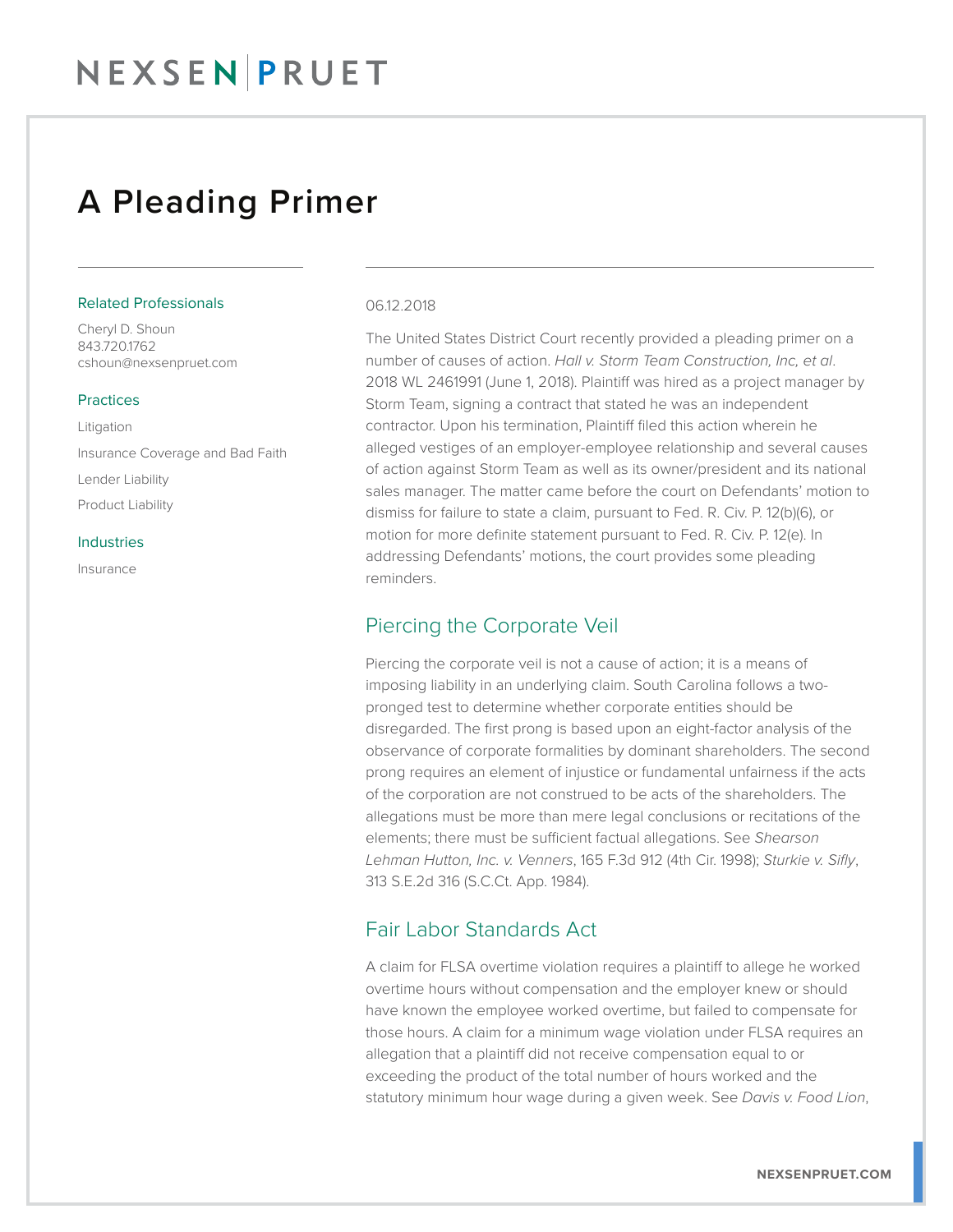# A Pleading Primer

### Related Professionals

Cheryl D. Shoun
843.720.1762
cshoun@nexsenpruet.com

### Practices

Litigation

Insurance Coverage and Bad Faith

Lender Liability

Product Liability

### Industries

Insurance

06.12.2018

The United States District Court recently provided a pleading primer on a number of causes of action. *Hall v. Storm Team Construction, Inc, et al.* 2018 WL 2461991 (June 1, 2018). Plaintiff was hired as a project manager by Storm Team, signing a contract that stated he was an independent contractor. Upon his termination, Plaintiff filed this action wherein he alleged vestiges of an employer-employee relationship and several causes of action against Storm Team as well as its owner/president and its national sales manager. The matter came before the court on Defendants' motion to dismiss for failure to state a claim, pursuant to Fed. R. Civ. P. 12(b)(6), or motion for more definite statement pursuant to Fed. R. Civ. P. 12(e). In addressing Defendants' motions, the court provides some pleading reminders.

## Piercing the Corporate Veil

Piercing the corporate veil is not a cause of action; it is a means of imposing liability in an underlying claim. South Carolina follows a two-pronged test to determine whether corporate entities should be disregarded. The first prong is based upon an eight-factor analysis of the observance of corporate formalities by dominant shareholders. The second prong requires an element of injustice or fundamental unfairness if the acts of the corporation are not construed to be acts of the shareholders. The allegations must be more than mere legal conclusions or recitations of the elements; there must be sufficient factual allegations. See *Shearson Lehman Hutton, Inc. v. Venners*, 165 F.3d 912 (4th Cir. 1998); *Sturkie v. Sifly*, 313 S.E.2d 316 (S.C.Ct. App. 1984).

## Fair Labor Standards Act

A claim for FLSA overtime violation requires a plaintiff to allege he worked overtime hours without compensation and the employer knew or should have known the employee worked overtime, but failed to compensate for those hours. A claim for a minimum wage violation under FLSA requires an allegation that a plaintiff did not receive compensation equal to or exceeding the product of the total number of hours worked and the statutory minimum hour wage during a given week. See *Davis v. Food Lion*,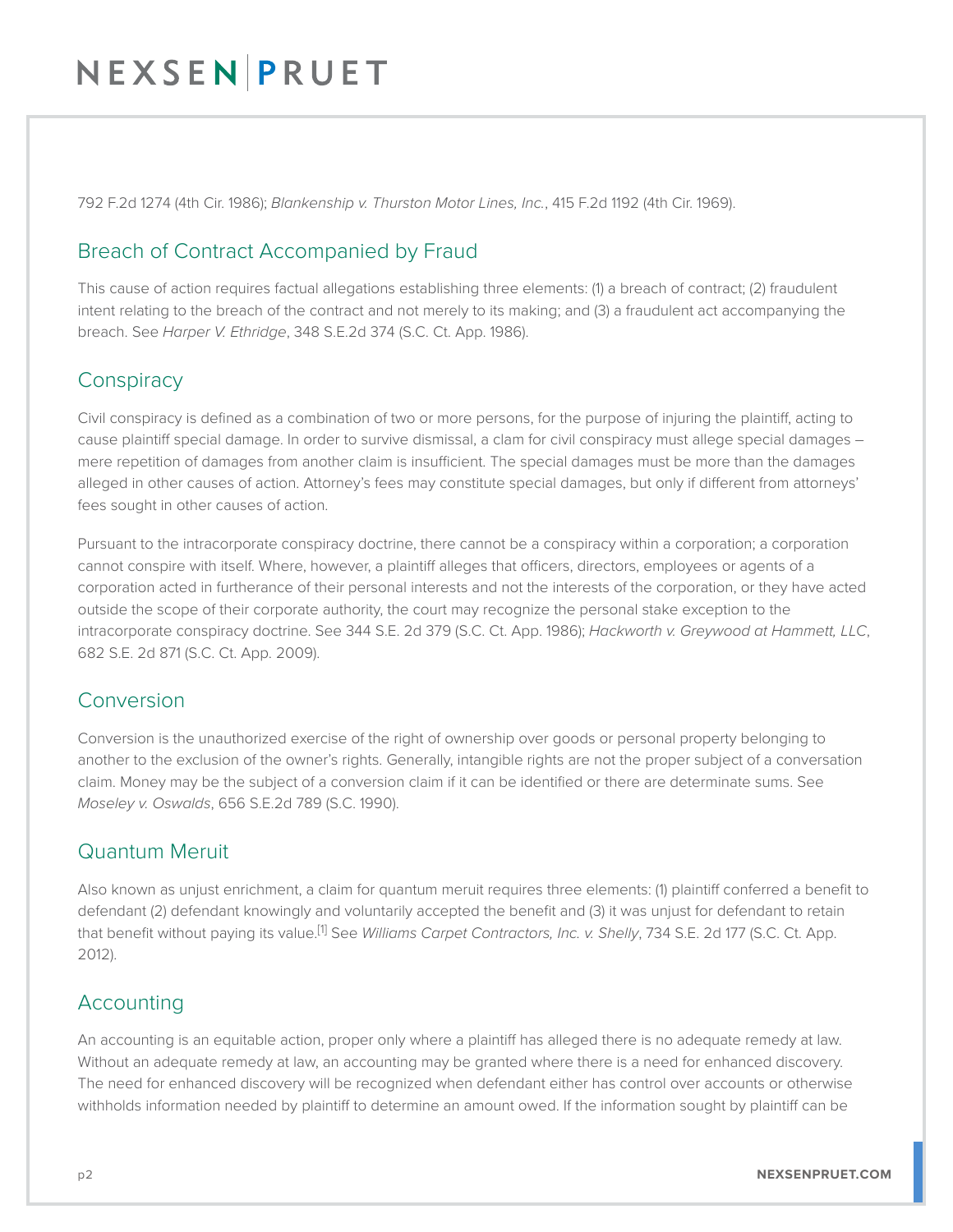792 F.2d 1274 (4th Cir. 1986); *Blankenship v. Thurston Motor Lines, Inc.*, 415 F.2d 1192 (4th Cir. 1969).

## Breach of Contract Accompanied by Fraud

This cause of action requires factual allegations establishing three elements: (1) a breach of contract; (2) fraudulent intent relating to the breach of the contract and not merely to its making; and (3) a fraudulent act accompanying the breach. See *Harper V. Ethridge*, 348 S.E.2d 374 (S.C. Ct. App. 1986).

## Conspiracy

Civil conspiracy is defined as a combination of two or more persons, for the purpose of injuring the plaintiff, acting to cause plaintiff special damage. In order to survive dismissal, a clam for civil conspiracy must allege special damages – mere repetition of damages from another claim is insufficient. The special damages must be more than the damages alleged in other causes of action. Attorney's fees may constitute special damages, but only if different from attorneys' fees sought in other causes of action.

Pursuant to the intracorporate conspiracy doctrine, there cannot be a conspiracy within a corporation; a corporation cannot conspire with itself. Where, however, a plaintiff alleges that officers, directors, employees or agents of a corporation acted in furtherance of their personal interests and not the interests of the corporation, or they have acted outside the scope of their corporate authority, the court may recognize the personal stake exception to the intracorporate conspiracy doctrine. See 344 S.E. 2d 379 (S.C. Ct. App. 1986); *Hackworth v. Greywood at Hammett, LLC*, 682 S.E. 2d 871 (S.C. Ct. App. 2009).

## Conversion

Conversion is the unauthorized exercise of the right of ownership over goods or personal property belonging to another to the exclusion of the owner's rights. Generally, intangible rights are not the proper subject of a conversation claim. Money may be the subject of a conversion claim if it can be identified or there are determinate sums. See *Moseley v. Oswalds*, 656 S.E.2d 789 (S.C. 1990).

## Quantum Meruit

Also known as unjust enrichment, a claim for quantum meruit requires three elements: (1) plaintiff conferred a benefit to defendant (2) defendant knowingly and voluntarily accepted the benefit and (3) it was unjust for defendant to retain that benefit without paying its value.[1] See *Williams Carpet Contractors, Inc. v. Shelly*, 734 S.E. 2d 177 (S.C. Ct. App. 2012).

## Accounting

An accounting is an equitable action, proper only where a plaintiff has alleged there is no adequate remedy at law. Without an adequate remedy at law, an accounting may be granted where there is a need for enhanced discovery. The need for enhanced discovery will be recognized when defendant either has control over accounts or otherwise withholds information needed by plaintiff to determine an amount owed. If the information sought by plaintiff can be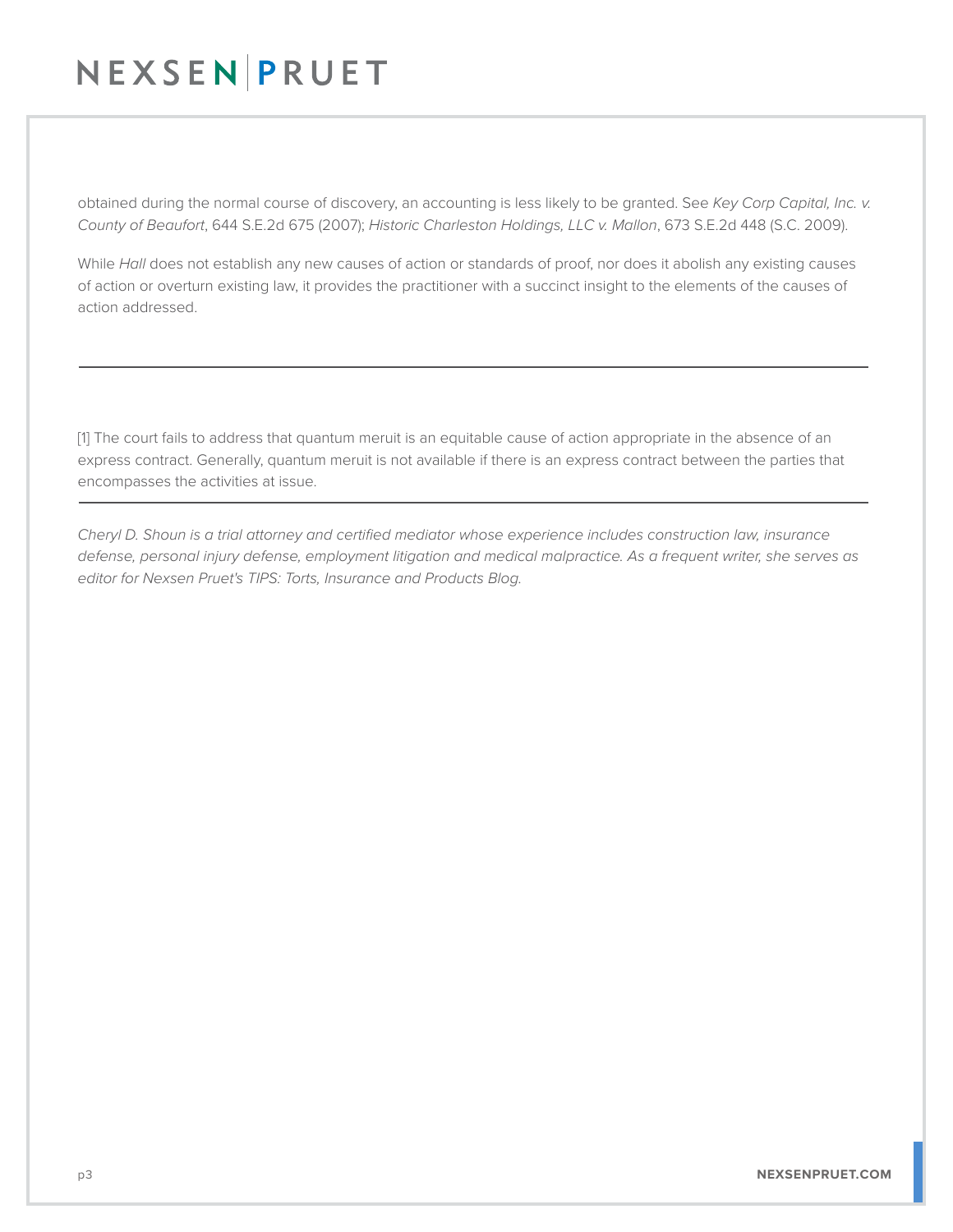obtained during the normal course of discovery, an accounting is less likely to be granted. See *Key Corp Capital, Inc. v. County of Beaufort*, 644 S.E.2d 675 (2007); *Historic Charleston Holdings, LLC v. Mallon*, 673 S.E.2d 448 (S.C. 2009).

While *Hall* does not establish any new causes of action or standards of proof, nor does it abolish any existing causes of action or overturn existing law, it provides the practitioner with a succinct insight to the elements of the causes of action addressed.

---

[1] The court fails to address that quantum meruit is an equitable cause of action appropriate in the absence of an express contract. Generally, quantum meruit is not available if there is an express contract between the parties that encompasses the activities at issue.

---

*Cheryl D. Shoun is a trial attorney and certified mediator whose experience includes construction law, insurance defense, personal injury defense, employment litigation and medical malpractice. As a frequent writer, she serves as editor for Nexsen Pruet's TIPS: Torts, Insurance and Products Blog.*